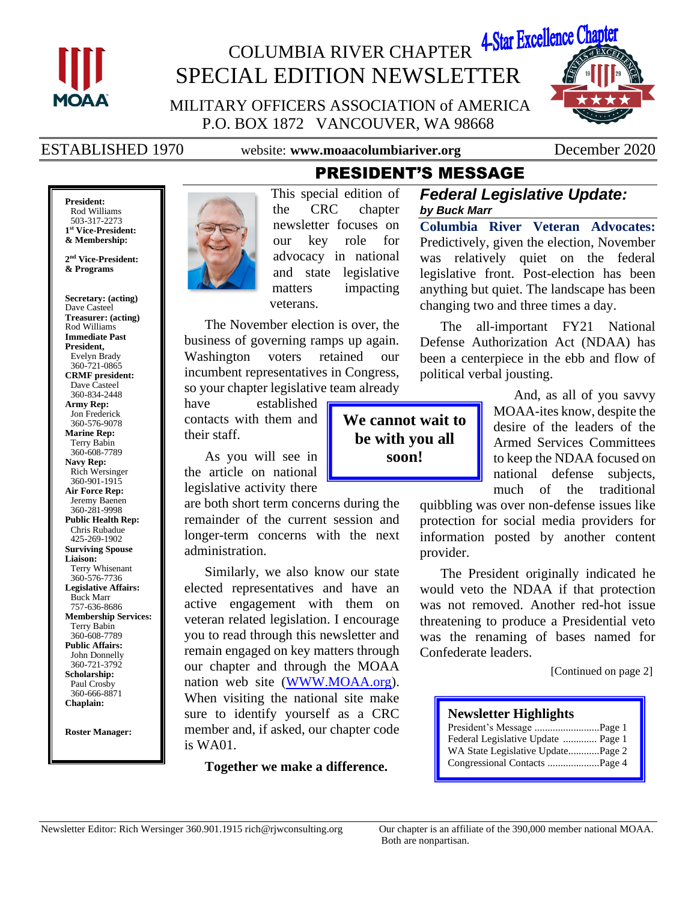# COLUMBIA RIVER CHAPTER SPECIAL EDITION NEWSLETTER

4-Star Excellence Chapter

MILITARY OFFICERS ASSOCIATION of AMERICA
P.O. BOX 1872 VANCOUVER, WA 98668

ESTABLISHED 1970 | website: **www.moaacolumbiariver.org** | December 2020

**President:**
Rod Williams
503-317-2273
**1st Vice-President: & Membership:**

**2nd Vice-President: & Programs**

**Secretary: (acting)**
Dave Casteel
**Treasurer: (acting)**
Rod Williams
**Immediate Past President,**
Evelyn Brady
360-721-0865
**CRMF president:**
Dave Casteel
360-834-2448
**Army Rep:**
Jon Frederick
360-576-9078
**Marine Rep:**
Terry Babin
360-608-7789
**Navy Rep:**
Rich Wersinger
360-901-1915
**Air Force Rep:**
Jeremy Baenen
360-281-9998
**Public Health Rep:**
Chris Rubadue
425-269-1902
**Surviving Spouse Liaison:**
Terry Whisenant
360-576-7736
**Legislative Affairs:**
Buck Marr
757-636-8686
**Membership Services:**
Terry Babin
360-608-7789
**Public Affairs:**
John Donnelly
360-721-3792
**Scholarship:**
Paul Crosby
360-666-8871
**Chaplain:**

**Roster Manager:**

## PRESIDENT'S MESSAGE

This special edition of the CRC chapter newsletter focuses on our key role for advocacy in national and state legislative matters impacting veterans.

The November election is over, the business of governing ramps up again. Washington voters retained our incumbent representatives in Congress, so your chapter legislative team already have established contacts with them and their staff.

As you will see in the article on national legislative activity there are both short term concerns during the remainder of the current session and longer-term concerns with the next administration.

Similarly, we also know our state elected representatives and have an active engagement with them on veteran related legislation. I encourage you to read through this newsletter and remain engaged on key matters through our chapter and through the MOAA nation web site (WWW.MOAA.org). When visiting the national site make sure to identify yourself as a CRC member and, if asked, our chapter code is WA01.

**Together we make a difference.**

**We cannot wait to be with you all soon!**

## *Federal Legislative Update:*
***by Buck Marr***

**Columbia River Veteran Advocates:** Predictively, given the election, November was relatively quiet on the federal legislative front. Post-election has been anything but quiet. The landscape has been changing two and three times a day.

The all-important FY21 National Defense Authorization Act (NDAA) has been a centerpiece in the ebb and flow of political verbal jousting.

And, as all of you savvy MOAA-ites know, despite the desire of the leaders of the Armed Services Committees to keep the NDAA focused on national defense subjects, much of the traditional quibbling was over non-defense issues like protection for social media providers for information posted by another content provider.

The President originally indicated he would veto the NDAA if that protection was not removed. Another red-hot issue threatening to produce a Presidential veto was the renaming of bases named for Confederate leaders.

[Continued on page 2]

### Newsletter Highlights

- President's Message .......................Page 1
- Federal Legislative Update ............. Page 1
- WA State Legislative Update............Page 2
- Congressional Contacts ...................Page 4

Newsletter Editor: Rich Wersinger 360.901.1915 rich@rjwconsulting.org

Our chapter is an affiliate of the 390,000 member national MOAA. Both are nonpartisan.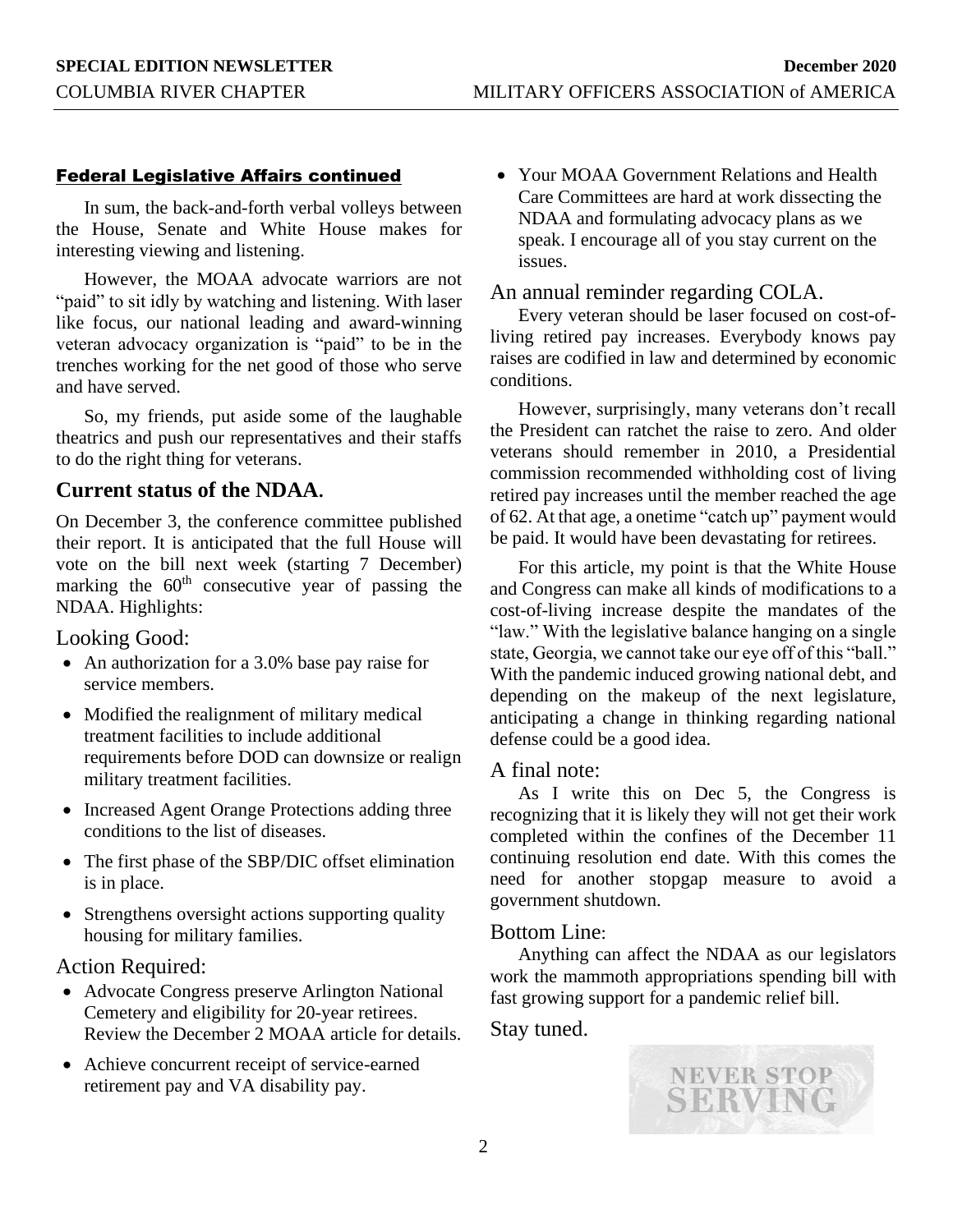## Federal Legislative Affairs continued

In sum, the back-and-forth verbal volleys between the House, Senate and White House makes for interesting viewing and listening.

However, the MOAA advocate warriors are not "paid" to sit idly by watching and listening. With laser like focus, our national leading and award-winning veteran advocacy organization is "paid" to be in the trenches working for the net good of those who serve and have served.

So, my friends, put aside some of the laughable theatrics and push our representatives and their staffs to do the right thing for veterans.

### Current status of the NDAA.

On December 3, the conference committee published their report. It is anticipated that the full House will vote on the bill next week (starting 7 December) marking the 60th consecutive year of passing the NDAA. Highlights:

### Looking Good:

- An authorization for a 3.0% base pay raise for service members.
- Modified the realignment of military medical treatment facilities to include additional requirements before DOD can downsize or realign military treatment facilities.
- Increased Agent Orange Protections adding three conditions to the list of diseases.
- The first phase of the SBP/DIC offset elimination is in place.
- Strengthens oversight actions supporting quality housing for military families.

### Action Required:

- Advocate Congress preserve Arlington National Cemetery and eligibility for 20-year retirees. Review the December 2 MOAA article for details.
- Achieve concurrent receipt of service-earned retirement pay and VA disability pay.
- Your MOAA Government Relations and Health Care Committees are hard at work dissecting the NDAA and formulating advocacy plans as we speak. I encourage all of you stay current on the issues.

### An annual reminder regarding COLA.

Every veteran should be laser focused on cost-of-living retired pay increases. Everybody knows pay raises are codified in law and determined by economic conditions.

However, surprisingly, many veterans don't recall the President can ratchet the raise to zero. And older veterans should remember in 2010, a Presidential commission recommended withholding cost of living retired pay increases until the member reached the age of 62. At that age, a onetime "catch up" payment would be paid. It would have been devastating for retirees.

For this article, my point is that the White House and Congress can make all kinds of modifications to a cost-of-living increase despite the mandates of the "law." With the legislative balance hanging on a single state, Georgia, we cannot take our eye off of this "ball." With the pandemic induced growing national debt, and depending on the makeup of the next legislature, anticipating a change in thinking regarding national defense could be a good idea.

### A final note:

As I write this on Dec 5, the Congress is recognizing that it is likely they will not get their work completed within the confines of the December 11 continuing resolution end date. With this comes the need for another stopgap measure to avoid a government shutdown.

### Bottom Line:

Anything can affect the NDAA as our legislators work the mammoth appropriations spending bill with fast growing support for a pandemic relief bill.

Stay tuned.

NEVER STOP SERVING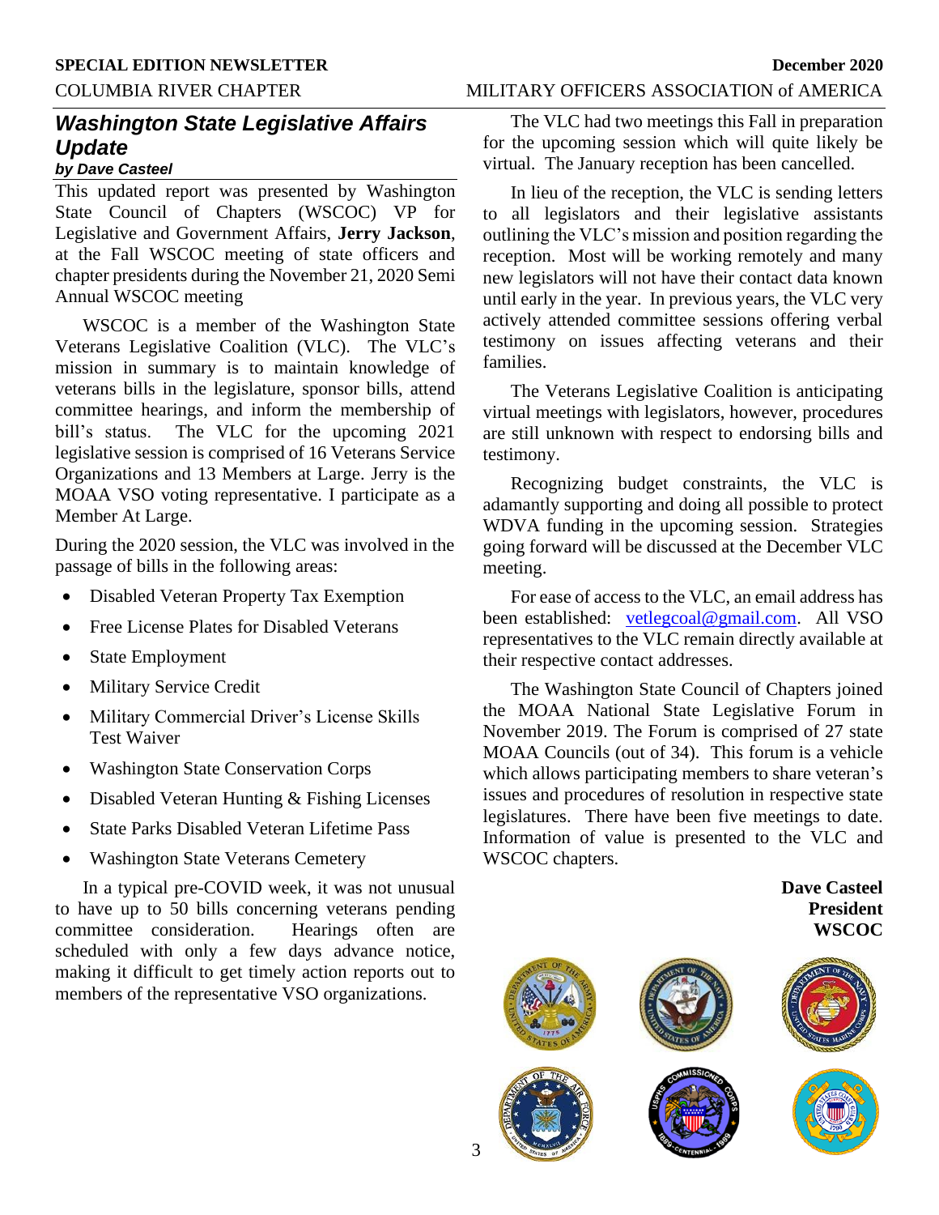## *Washington State Legislative Affairs Update*

***by Dave Casteel***

This updated report was presented by Washington State Council of Chapters (WSCOC) VP for Legislative and Government Affairs, **Jerry Jackson**, at the Fall WSCOC meeting of state officers and chapter presidents during the November 21, 2020 Semi Annual WSCOC meeting

WSCOC is a member of the Washington State Veterans Legislative Coalition (VLC). The VLC's mission in summary is to maintain knowledge of veterans bills in the legislature, sponsor bills, attend committee hearings, and inform the membership of bill's status. The VLC for the upcoming 2021 legislative session is comprised of 16 Veterans Service Organizations and 13 Members at Large. Jerry is the MOAA VSO voting representative. I participate as a Member At Large.

During the 2020 session, the VLC was involved in the passage of bills in the following areas:

- Disabled Veteran Property Tax Exemption
- Free License Plates for Disabled Veterans
- State Employment
- Military Service Credit
- Military Commercial Driver's License Skills Test Waiver
- Washington State Conservation Corps
- Disabled Veteran Hunting & Fishing Licenses
- State Parks Disabled Veteran Lifetime Pass
- Washington State Veterans Cemetery

In a typical pre-COVID week, it was not unusual to have up to 50 bills concerning veterans pending committee consideration. Hearings often are scheduled with only a few days advance notice, making it difficult to get timely action reports out to members of the representative VSO organizations.

The VLC had two meetings this Fall in preparation for the upcoming session which will quite likely be virtual. The January reception has been cancelled.

In lieu of the reception, the VLC is sending letters to all legislators and their legislative assistants outlining the VLC's mission and position regarding the reception. Most will be working remotely and many new legislators will not have their contact data known until early in the year. In previous years, the VLC very actively attended committee sessions offering verbal testimony on issues affecting veterans and their families.

The Veterans Legislative Coalition is anticipating virtual meetings with legislators, however, procedures are still unknown with respect to endorsing bills and testimony.

Recognizing budget constraints, the VLC is adamantly supporting and doing all possible to protect WDVA funding in the upcoming session. Strategies going forward will be discussed at the December VLC meeting.

For ease of access to the VLC, an email address has been established: vetlegcoal@gmail.com. All VSO representatives to the VLC remain directly available at their respective contact addresses.

The Washington State Council of Chapters joined the MOAA National State Legislative Forum in November 2019. The Forum is comprised of 27 state MOAA Councils (out of 34). This forum is a vehicle which allows participating members to share veteran's issues and procedures of resolution in respective state legislatures. There have been five meetings to date. Information of value is presented to the VLC and WSCOC chapters.

**Dave Casteel**
**President**
**WSCOC**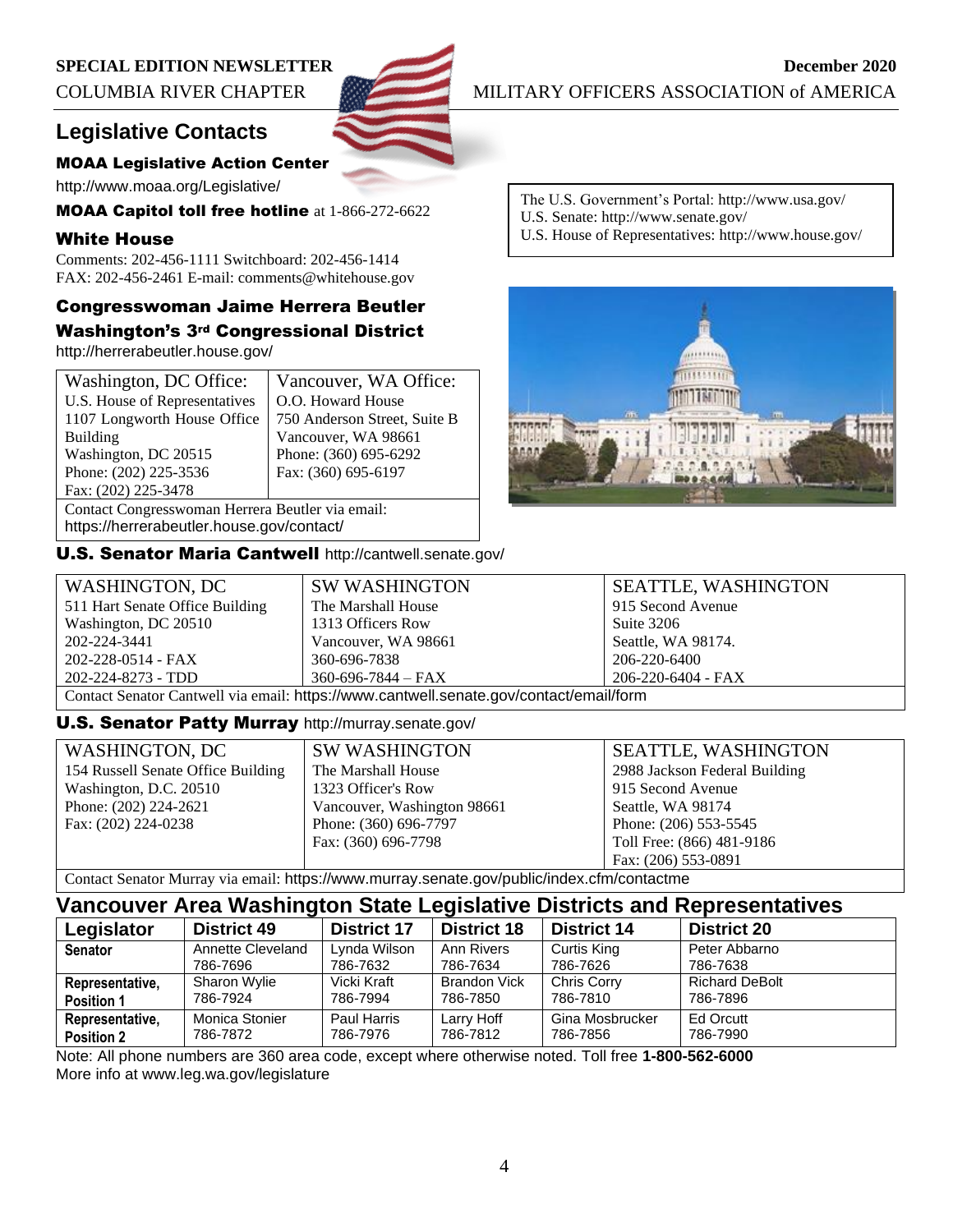## Legislative Contacts

### MOAA Legislative Action Center

http://www.moaa.org/Legislative/

**MOAA Capitol toll free hotline** at 1-866-272-6622

### White House

Comments: 202-456-1111 Switchboard: 202-456-1414
FAX: 202-456-2461 E-mail: comments@whitehouse.gov

### Congresswoman Jaime Herrera Beutler Washington's 3rd Congressional District

http://herrerabeutler.house.gov/

| Washington, DC Office: | Vancouver, WA Office: |
|---|---|
| U.S. House of Representatives<br>1107 Longworth House Office Building<br>Washington, DC 20515<br>Phone: (202) 225-3536<br>Fax: (202) 225-3478 | O.O. Howard House<br>750 Anderson Street, Suite B<br>Vancouver, WA 98661<br>Phone: (360) 695-6292<br>Fax: (360) 695-6197 |

Contact Congresswoman Herrera Beutler via email: https://herrerabeutler.house.gov/contact/

The U.S. Government's Portal: http://www.usa.gov/
U.S. Senate: http://www.senate.gov/
U.S. House of Representatives: http://www.house.gov/

### U.S. Senator Maria Cantwell http://cantwell.senate.gov/

| WASHINGTON, DC | SW WASHINGTON | SEATTLE, WASHINGTON |
|---|---|---|
| 511 Hart Senate Office Building<br>Washington, DC 20510<br>202-224-3441<br>202-228-0514 - FAX<br>202-224-8273 - TDD | The Marshall House<br>1313 Officers Row<br>Vancouver, WA 98661<br>360-696-7838<br>360-696-7844 – FAX | 915 Second Avenue<br>Suite 3206<br>Seattle, WA 98174.<br>206-220-6400<br>206-220-6404 - FAX |

Contact Senator Cantwell via email: https://www.cantwell.senate.gov/contact/email/form

### U.S. Senator Patty Murray http://murray.senate.gov/

| WASHINGTON, DC | SW WASHINGTON | SEATTLE, WASHINGTON |
|---|---|---|
| 154 Russell Senate Office Building<br>Washington, D.C. 20510<br>Phone: (202) 224-2621<br>Fax: (202) 224-0238 | The Marshall House<br>1323 Officer's Row<br>Vancouver, Washington 98661<br>Phone: (360) 696-7797<br>Fax: (360) 696-7798 | 2988 Jackson Federal Building<br>915 Second Avenue<br>Seattle, WA 98174<br>Phone: (206) 553-5545<br>Toll Free: (866) 481-9186<br>Fax: (206) 553-0891 |

Contact Senator Murray via email: https://www.murray.senate.gov/public/index.cfm/contactme

## Vancouver Area Washington State Legislative Districts and Representatives

| Legislator | District 49 | District 17 | District 18 | District 14 | District 20 |
|---|---|---|---|---|---|
| **Senator** | Annette Cleveland<br>786-7696 | Lynda Wilson<br>786-7632 | Ann Rivers<br>786-7634 | Curtis King<br>786-7626 | Peter Abbarno<br>786-7638 |
| **Representative, Position 1** | Sharon Wylie<br>786-7924 | Vicki Kraft<br>786-7994 | Brandon Vick<br>786-7850 | Chris Corry<br>786-7810 | Richard DeBolt<br>786-7896 |
| **Representative, Position 2** | Monica Stonier<br>786-7872 | Paul Harris<br>786-7976 | Larry Hoff<br>786-7812 | Gina Mosbrucker<br>786-7856 | Ed Orcutt<br>786-7990 |

Note: All phone numbers are 360 area code, except where otherwise noted. Toll free **1-800-562-6000**
More info at www.leg.wa.gov/legislature